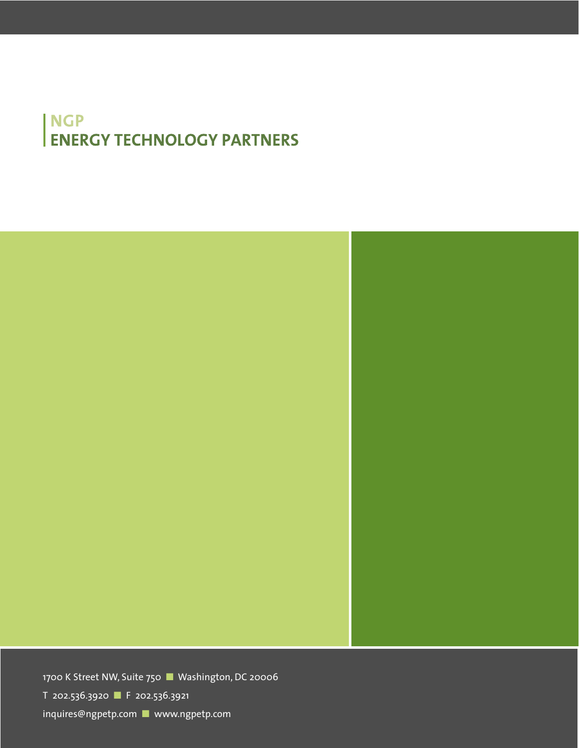# NGP
# ENERGY TECHNOLOGY PARTNERS

1700 K Street NW, Suite 750 ■ Washington, DC 20006

T 202.536.3920 ■ F 202.536.3921

inquires@ngpetp.com ■ www.ngpetp.com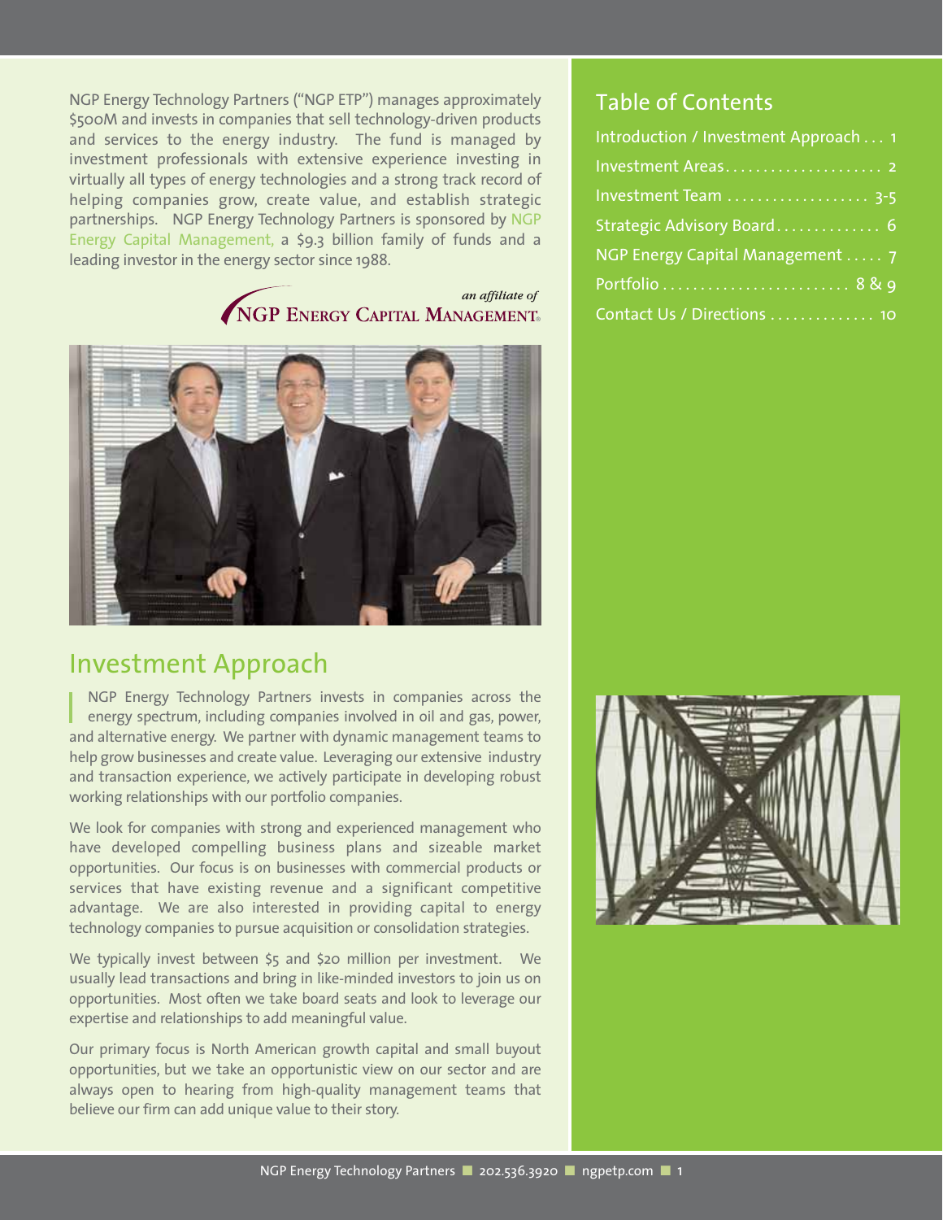NGP Energy Technology Partners ("NGP ETP") manages approximately $500M and invests in companies that sell technology-driven products and services to the energy industry. The fund is managed by investment professionals with extensive experience investing in virtually all types of energy technologies and a strong track record of helping companies grow, create value, and establish strategic partnerships. NGP Energy Technology Partners is sponsored by NGP Energy Capital Management, a $9.3 billion family of funds and a leading investor in the energy sector since 1988.

*an affiliate of*
NGP ENERGY CAPITAL MANAGEMENT®

## Table of Contents

| | |
|---|---|
| Introduction / Investment Approach | 1 |
| Investment Areas | 2 |
| Investment Team | 3-5 |
| Strategic Advisory Board | 6 |
| NGP Energy Capital Management | 7 |
| Portfolio | 8 & 9 |
| Contact Us / Directions | 10 |

## Investment Approach

NGP Energy Technology Partners invests in companies across the energy spectrum, including companies involved in oil and gas, power, and alternative energy. We partner with dynamic management teams to help grow businesses and create value. Leveraging our extensive industry and transaction experience, we actively participate in developing robust working relationships with our portfolio companies.

We look for companies with strong and experienced management who have developed compelling business plans and sizeable market opportunities. Our focus is on businesses with commercial products or services that have existing revenue and a significant competitive advantage. We are also interested in providing capital to energy technology companies to pursue acquisition or consolidation strategies.

We typically invest between $5 and $20 million per investment. We usually lead transactions and bring in like-minded investors to join us on opportunities. Most often we take board seats and look to leverage our expertise and relationships to add meaningful value.

Our primary focus is North American growth capital and small buyout opportunities, but we take an opportunistic view on our sector and are always open to hearing from high-quality management teams that believe our firm can add unique value to their story.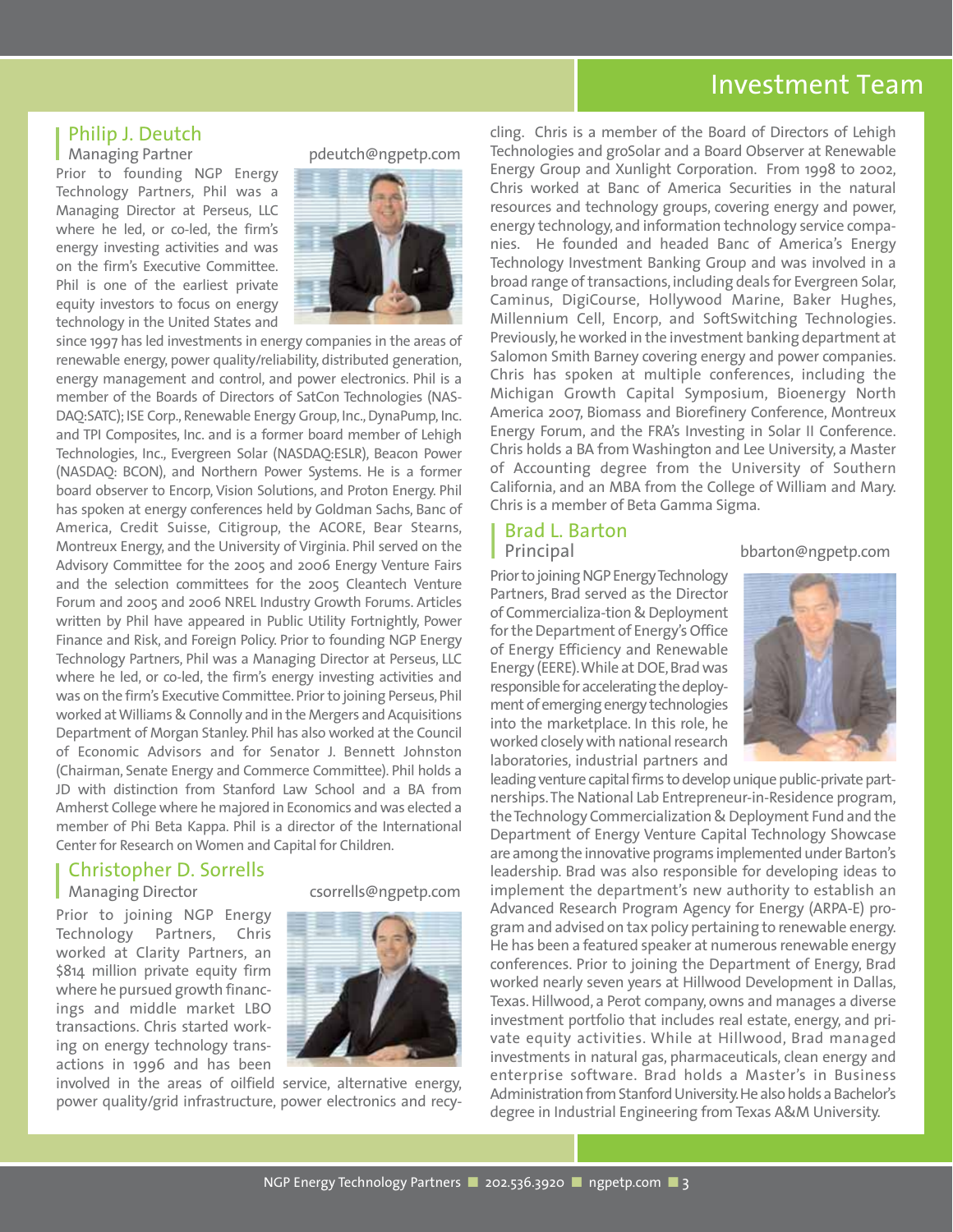# Investment Team

## Philip J. Deutch

Managing Partner

pdeutch@ngpetp.com

Prior to founding NGP Energy Technology Partners, Phil was a Managing Director at Perseus, LLC where he led, or co-led, the firm's energy investing activities and was on the firm's Executive Committee. Phil is one of the earliest private equity investors to focus on energy technology in the United States and since 1997 has led investments in energy companies in the areas of renewable energy, power quality/reliability, distributed generation, energy management and control, and power electronics. Phil is a member of the Boards of Directors of SatCon Technologies (NASDAQ:SATC); ISE Corp., Renewable Energy Group, Inc., DynaPump, Inc. and TPI Composites, Inc. and is a former board member of Lehigh Technologies, Inc., Evergreen Solar (NASDAQ:ESLR), Beacon Power (NASDAQ: BCON), and Northern Power Systems. He is a former board observer to Encorp, Vision Solutions, and Proton Energy. Phil has spoken at energy conferences held by Goldman Sachs, Banc of America, Credit Suisse, Citigroup, the ACORE, Bear Stearns, Montreux Energy, and the University of Virginia. Phil served on the Advisory Committee for the 2005 and 2006 Energy Venture Fairs and the selection committees for the 2005 Cleantech Venture Forum and 2005 and 2006 NREL Industry Growth Forums. Articles written by Phil have appeared in Public Utility Fortnightly, Power Finance and Risk, and Foreign Policy. Prior to founding NGP Energy Technology Partners, Phil was a Managing Director at Perseus, LLC where he led, or co-led, the firm's energy investing activities and was on the firm's Executive Committee. Prior to joining Perseus, Phil worked at Williams & Connolly and in the Mergers and Acquisitions Department of Morgan Stanley. Phil has also worked at the Council of Economic Advisors and for Senator J. Bennett Johnston (Chairman, Senate Energy and Commerce Committee). Phil holds a JD with distinction from Stanford Law School and a BA from Amherst College where he majored in Economics and was elected a member of Phi Beta Kappa. Phil is a director of the International Center for Research on Women and Capital for Children.

## Christopher D. Sorrells

Managing Director

csorrells@ngpetp.com

Prior to joining NGP Energy Technology Partners, Chris worked at Clarity Partners, an $814 million private equity firm where he pursued growth financings and middle market LBO transactions. Chris started working on energy technology transactions in 1996 and has been involved in the areas of oilfield service, alternative energy, power quality/grid infrastructure, power electronics and recycling. Chris is a member of the Board of Directors of Lehigh Technologies and groSolar and a Board Observer at Renewable Energy Group and Xunlight Corporation. From 1998 to 2002, Chris worked at Banc of America Securities in the natural resources and technology groups, covering energy and power, energy technology, and information technology service companies. He founded and headed Banc of America's Energy Technology Investment Banking Group and was involved in a broad range of transactions, including deals for Evergreen Solar, Caminus, DigiCourse, Hollywood Marine, Baker Hughes, Millennium Cell, Encorp, and SoftSwitching Technologies. Previously, he worked in the investment banking department at Salomon Smith Barney covering energy and power companies. Chris has spoken at multiple conferences, including the Michigan Growth Capital Symposium, Bioenergy North America 2007, Biomass and Biorefinery Conference, Montreux Energy Forum, and the FRA's Investing in Solar II Conference. Chris holds a BA from Washington and Lee University, a Master of Accounting degree from the University of Southern California, and an MBA from the College of William and Mary. Chris is a member of Beta Gamma Sigma.

## Brad L. Barton

Principal

bbarton@ngpetp.com

Prior to joining NGP Energy Technology Partners, Brad served as the Director of Commercializa-tion & Deployment for the Department of Energy's Office of Energy Efficiency and Renewable Energy (EERE). While at DOE, Brad was responsible for accelerating the deployment of emerging energy technologies into the marketplace. In this role, he worked closely with national research laboratories, industrial partners and leading venture capital firms to develop unique public-private partnerships. The National Lab Entrepreneur-in-Residence program, the Technology Commercialization & Deployment Fund and the Department of Energy Venture Capital Technology Showcase are among the innovative programs implemented under Barton's leadership. Brad was also responsible for developing ideas to implement the department's new authority to establish an Advanced Research Program Agency for Energy (ARPA-E) program and advised on tax policy pertaining to renewable energy. He has been a featured speaker at numerous renewable energy conferences. Prior to joining the Department of Energy, Brad worked nearly seven years at Hillwood Development in Dallas, Texas. Hillwood, a Perot company, owns and manages a diverse investment portfolio that includes real estate, energy, and private equity activities. While at Hillwood, Brad managed investments in natural gas, pharmaceuticals, clean energy and enterprise software. Brad holds a Master's in Business Administration from Stanford University. He also holds a Bachelor's degree in Industrial Engineering from Texas A&M University.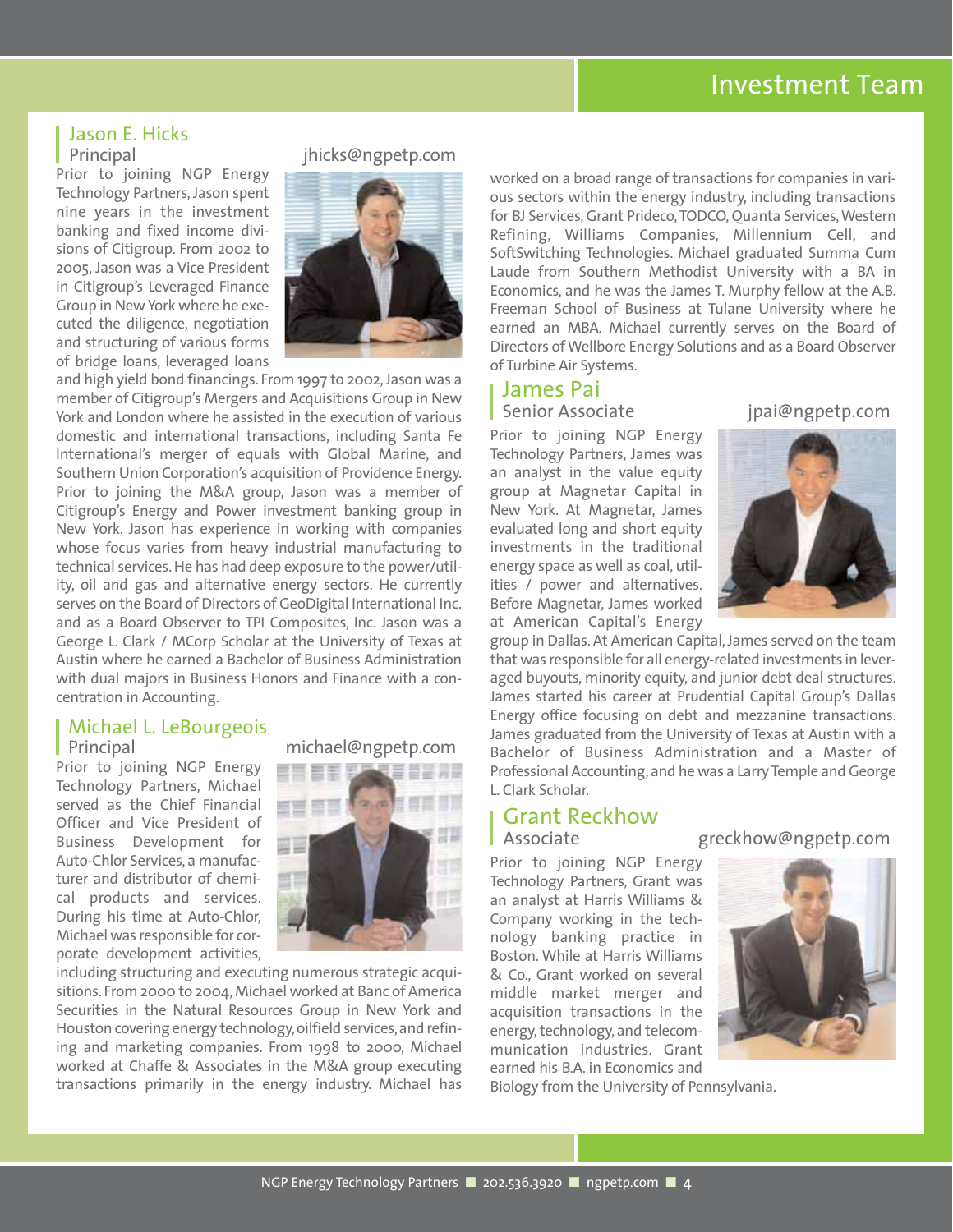# Investment Team

## Jason E. Hicks

Principal

jhicks@ngpetp.com

Prior to joining NGP Energy Technology Partners, Jason spent nine years in the investment banking and fixed income divisions of Citigroup. From 2002 to 2005, Jason was a Vice President in Citigroup's Leveraged Finance Group in New York where he executed the diligence, negotiation and structuring of various forms of bridge loans, leveraged loans and high yield bond financings. From 1997 to 2002, Jason was a member of Citigroup's Mergers and Acquisitions Group in New York and London where he assisted in the execution of various domestic and international transactions, including Santa Fe International's merger of equals with Global Marine, and Southern Union Corporation's acquisition of Providence Energy. Prior to joining the M&A group, Jason was a member of Citigroup's Energy and Power investment banking group in New York. Jason has experience in working with companies whose focus varies from heavy industrial manufacturing to technical services. He has had deep exposure to the power/utility, oil and gas and alternative energy sectors. He currently serves on the Board of Directors of GeoDigital International Inc. and as a Board Observer to TPI Composites, Inc. Jason was a George L. Clark / MCorp Scholar at the University of Texas at Austin where he earned a Bachelor of Business Administration with dual majors in Business Honors and Finance with a concentration in Accounting.

## Michael L. LeBourgeois

Principal

michael@ngpetp.com

Prior to joining NGP Energy Technology Partners, Michael served as the Chief Financial Officer and Vice President of Business Development for Auto-Chlor Services, a manufacturer and distributor of chemical products and services. During his time at Auto-Chlor, Michael was responsible for corporate development activities, including structuring and executing numerous strategic acquisitions. From 2000 to 2004, Michael worked at Banc of America Securities in the Natural Resources Group in New York and Houston covering energy technology, oilfield services, and refining and marketing companies. From 1998 to 2000, Michael worked at Chaffe & Associates in the M&A group executing transactions primarily in the energy industry. Michael has worked on a broad range of transactions for companies in various sectors within the energy industry, including transactions for BJ Services, Grant Prideco, TODCO, Quanta Services, Western Refining, Williams Companies, Millennium Cell, and SoftSwitching Technologies. Michael graduated Summa Cum Laude from Southern Methodist University with a BA in Economics, and he was the James T. Murphy fellow at the A.B. Freeman School of Business at Tulane University where he earned an MBA. Michael currently serves on the Board of Directors of Wellbore Energy Solutions and as a Board Observer of Turbine Air Systems.

## James Pai

Senior Associate

jpai@ngpetp.com

Prior to joining NGP Energy Technology Partners, James was an analyst in the value equity group at Magnetar Capital in New York. At Magnetar, James evaluated long and short equity investments in the traditional energy space as well as coal, utilities / power and alternatives. Before Magnetar, James worked at American Capital's Energy group in Dallas. At American Capital, James served on the team that was responsible for all energy-related investments in leveraged buyouts, minority equity, and junior debt deal structures. James started his career at Prudential Capital Group's Dallas Energy office focusing on debt and mezzanine transactions. James graduated from the University of Texas at Austin with a Bachelor of Business Administration and a Master of Professional Accounting, and he was a Larry Temple and George L. Clark Scholar.

## Grant Reckhow

Associate

greckhow@ngpetp.com

Prior to joining NGP Energy Technology Partners, Grant was an analyst at Harris Williams & Company working in the technology banking practice in Boston. While at Harris Williams & Co., Grant worked on several middle market merger and acquisition transactions in the energy, technology, and telecommunication industries. Grant earned his B.A. in Economics and Biology from the University of Pennsylvania.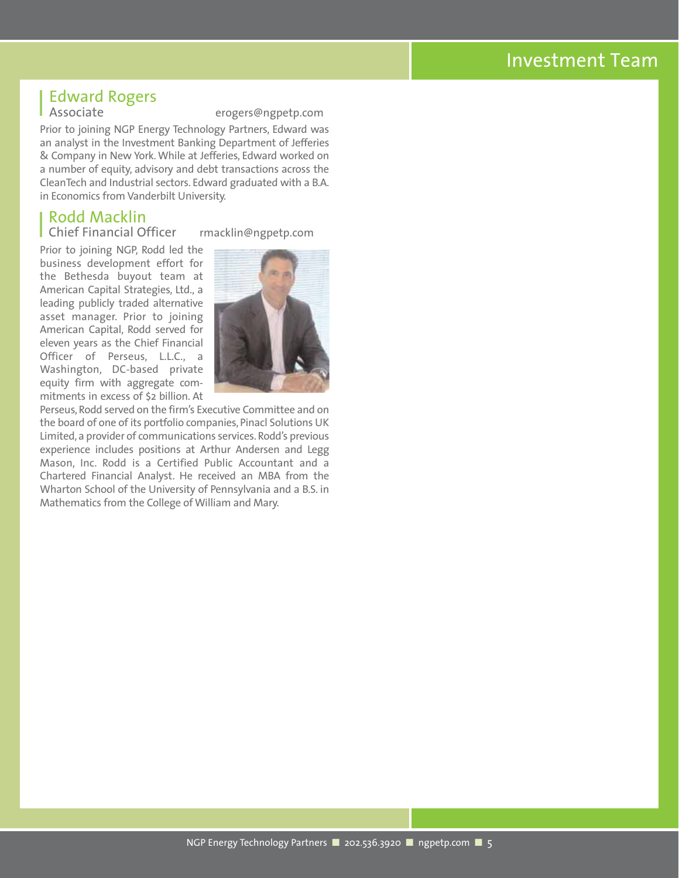# Investment Team

## Edward Rogers

Associate erogers@ngpetp.com

Prior to joining NGP Energy Technology Partners, Edward was an analyst in the Investment Banking Department of Jefferies & Company in New York. While at Jefferies, Edward worked on a number of equity, advisory and debt transactions across the CleanTech and Industrial sectors. Edward graduated with a B.A. in Economics from Vanderbilt University.

## Rodd Macklin

Chief Financial Officer rmacklin@ngpetp.com

Prior to joining NGP, Rodd led the business development effort for the Bethesda buyout team at American Capital Strategies, Ltd., a leading publicly traded alternative asset manager. Prior to joining American Capital, Rodd served for eleven years as the Chief Financial Officer of Perseus, L.L.C., a Washington, DC-based private equity firm with aggregate commitments in excess of $2 billion. At Perseus, Rodd served on the firm's Executive Committee and on the board of one of its portfolio companies, Pinacl Solutions UK Limited, a provider of communications services. Rodd's previous experience includes positions at Arthur Andersen and Legg Mason, Inc. Rodd is a Certified Public Accountant and a Chartered Financial Analyst. He received an MBA from the Wharton School of the University of Pennsylvania and a B.S. in Mathematics from the College of William and Mary.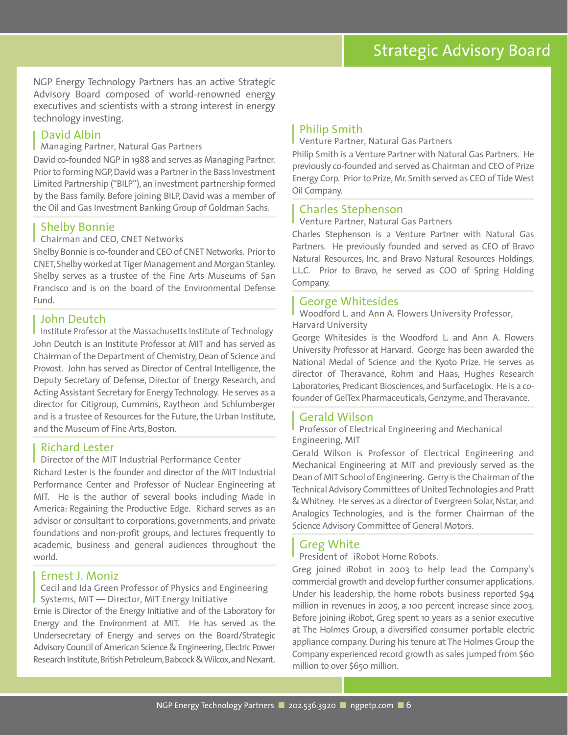# Strategic Advisory Board

NGP Energy Technology Partners has an active Strategic Advisory Board composed of world-renowned energy executives and scientists with a strong interest in energy technology investing.

## David Albin

Managing Partner, Natural Gas Partners

David co-founded NGP in 1988 and serves as Managing Partner. Prior to forming NGP, David was a Partner in the Bass Investment Limited Partnership ("BILP"), an investment partnership formed by the Bass family. Before joining BILP, David was a member of the Oil and Gas Investment Banking Group of Goldman Sachs.

## Shelby Bonnie

Chairman and CEO, CNET Networks

Shelby Bonnie is co-founder and CEO of CNET Networks. Prior to CNET, Shelby worked at Tiger Management and Morgan Stanley. Shelby serves as a trustee of the Fine Arts Museums of San Francisco and is on the board of the Environmental Defense Fund.

## John Deutch

Institute Professor at the Massachusetts Institute of Technology

John Deutch is an Institute Professor at MIT and has served as Chairman of the Department of Chemistry, Dean of Science and Provost. John has served as Director of Central Intelligence, the Deputy Secretary of Defense, Director of Energy Research, and Acting Assistant Secretary for Energy Technology. He serves as a director for Citigroup, Cummins, Raytheon and Schlumberger and is a trustee of Resources for the Future, the Urban Institute, and the Museum of Fine Arts, Boston.

## Richard Lester

Director of the MIT Industrial Performance Center

Richard Lester is the founder and director of the MIT Industrial Performance Center and Professor of Nuclear Engineering at MIT. He is the author of several books including Made in America: Regaining the Productive Edge. Richard serves as an advisor or consultant to corporations, governments, and private foundations and non-profit groups, and lectures frequently to academic, business and general audiences throughout the world.

## Ernest J. Moniz

Cecil and Ida Green Professor of Physics and Engineering Systems, MIT — Director, MIT Energy Initiative

Ernie is Director of the Energy Initiative and of the Laboratory for Energy and the Environment at MIT. He has served as the Undersecretary of Energy and serves on the Board/Strategic Advisory Council of American Science & Engineering, Electric Power Research Institute, British Petroleum, Babcock & Wilcox, and Nexant.

## Philip Smith

Venture Partner, Natural Gas Partners

Philip Smith is a Venture Partner with Natural Gas Partners. He previously co-founded and served as Chairman and CEO of Prize Energy Corp. Prior to Prize, Mr. Smith served as CEO of Tide West Oil Company.

## Charles Stephenson

Venture Partner, Natural Gas Partners

Charles Stephenson is a Venture Partner with Natural Gas Partners. He previously founded and served as CEO of Bravo Natural Resources, Inc. and Bravo Natural Resources Holdings, L.L.C. Prior to Bravo, he served as COO of Spring Holding Company.

## George Whitesides

Woodford L. and Ann A. Flowers University Professor, Harvard University

George Whitesides is the Woodford L. and Ann A. Flowers University Professor at Harvard. George has been awarded the National Medal of Science and the Kyoto Prize. He serves as director of Theravance, Rohm and Haas, Hughes Research Laboratories, Predicant Biosciences, and SurfaceLogix. He is a co-founder of GelTex Pharmaceuticals, Genzyme, and Theravance.

## Gerald Wilson

Professor of Electrical Engineering and Mechanical Engineering, MIT

Gerald Wilson is Professor of Electrical Engineering and Mechanical Engineering at MIT and previously served as the Dean of MIT School of Engineering. Gerry is the Chairman of the Technical Advisory Committees of United Technologies and Pratt & Whitney. He serves as a director of Evergreen Solar, Nstar, and Analogics Technologies, and is the former Chairman of the Science Advisory Committee of General Motors.

## Greg White

President of iRobot Home Robots.

Greg joined iRobot in 2003 to help lead the Company's commercial growth and develop further consumer applications. Under his leadership, the home robots business reported $94 million in revenues in 2005, a 100 percent increase since 2003. Before joining iRobot, Greg spent 10 years as a senior executive at The Holmes Group, a diversified consumer portable electric appliance company. During his tenure at The Holmes Group the Company experienced record growth as sales jumped from $60 million to over $650 million.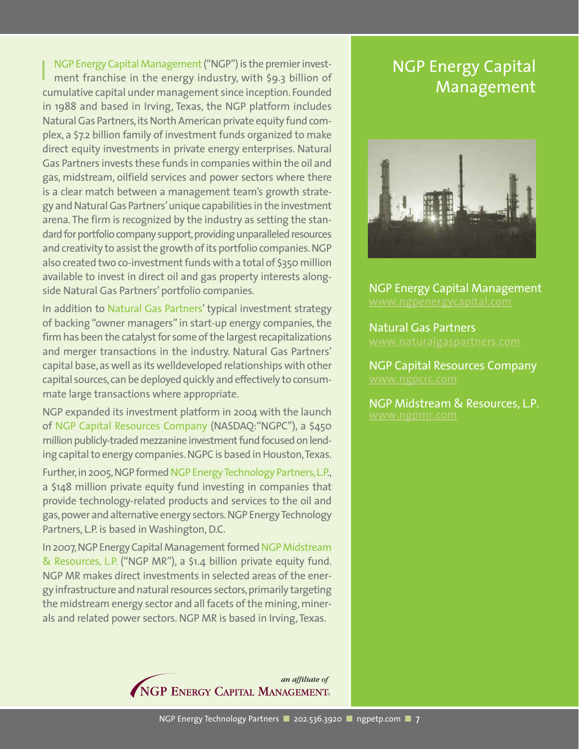# NGP Energy Capital Management

NGP Energy Capital Management ("NGP") is the premier investment franchise in the energy industry, with $9.3 billion of cumulative capital under management since inception. Founded in 1988 and based in Irving, Texas, the NGP platform includes Natural Gas Partners, its North American private equity fund complex, a $7.2 billion family of investment funds organized to make direct equity investments in private energy enterprises. Natural Gas Partners invests these funds in companies within the oil and gas, midstream, oilfield services and power sectors where there is a clear match between a management team's growth strategy and Natural Gas Partners' unique capabilities in the investment arena. The firm is recognized by the industry as setting the standard for portfolio company support, providing unparalleled resources and creativity to assist the growth of its portfolio companies. NGP also created two co-investment funds with a total of $350 million available to invest in direct oil and gas property interests alongside Natural Gas Partners' portfolio companies.

In addition to Natural Gas Partners' typical investment strategy of backing "owner managers" in start-up energy companies, the firm has been the catalyst for some of the largest recapitalizations and merger transactions in the industry. Natural Gas Partners' capital base, as well as its welldeveloped relationships with other capital sources, can be deployed quickly and effectively to consummate large transactions where appropriate.

NGP expanded its investment platform in 2004 with the launch of NGP Capital Resources Company (NASDAQ:"NGPC"), a $450 million publicly-traded mezzanine investment fund focused on lending capital to energy companies. NGPC is based in Houston, Texas.

Further, in 2005, NGP formed NGP Energy Technology Partners, L.P., a $148 million private equity fund investing in companies that provide technology-related products and services to the oil and gas, power and alternative energy sectors. NGP Energy Technology Partners, L.P. is based in Washington, D.C.

In 2007, NGP Energy Capital Management formed NGP Midstream & Resources, L.P. ("NGP MR"), a $1.4 billion private equity fund. NGP MR makes direct investments in selected areas of the energy infrastructure and natural resources sectors, primarily targeting the midstream energy sector and all facets of the mining, minerals and related power sectors. NGP MR is based in Irving, Texas.

NGP Energy Capital Management
www.ngpenergycapital.com

Natural Gas Partners
www.naturalgaspartners.com

NGP Capital Resources Company
www.ngpcrc.com

NGP Midstream & Resources, L.P.
www.ngpmr.com

*an affiliate of*
NGP ENERGY CAPITAL MANAGEMENT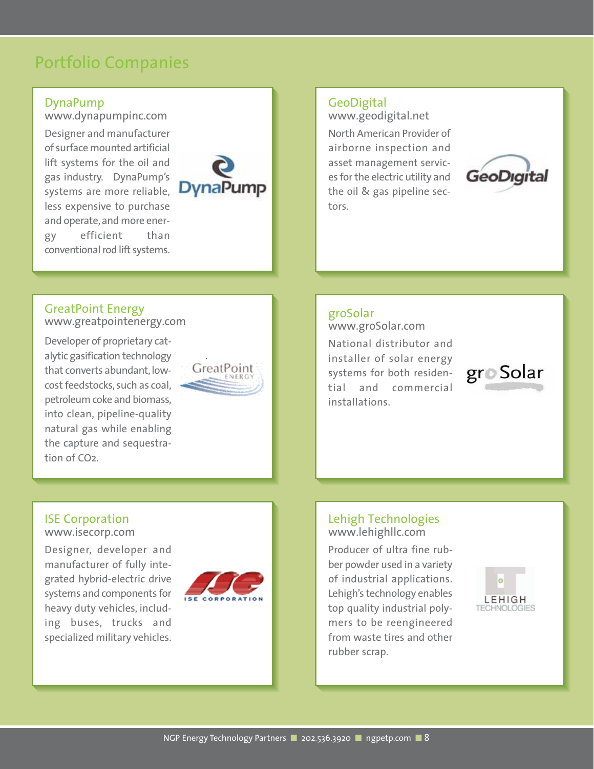# Portfolio Companies

## DynaPump

www.dynapumpinc.com

Designer and manufacturer of surface mounted artificial lift systems for the oil and gas industry. DynaPump's systems are more reliable, less expensive to purchase and operate, and more energy efficient than conventional rod lift systems.

## GeoDigital

www.geodigital.net

North American Provider of airborne inspection and asset management services for the electric utility and the oil & gas pipeline sectors.

## GreatPoint Energy

www.greatpointenergy.com

Developer of proprietary catalytic gasification technology that converts abundant, low-cost feedstocks, such as coal, petroleum coke and biomass, into clean, pipeline-quality natural gas while enabling the capture and sequestration of $CO_2$.

## groSolar

www.groSolar.com

National distributor and installer of solar energy systems for both residential and commercial installations.

## ISE Corporation

www.isecorp.com

Designer, developer and manufacturer of fully integrated hybrid-electric drive systems and components for heavy duty vehicles, including buses, trucks and specialized military vehicles.

## Lehigh Technologies

www.lehighllc.com

Producer of ultra fine rubber powder used in a variety of industrial applications. Lehigh's technology enables top quality industrial polymers to be reengineered from waste tires and other rubber scrap.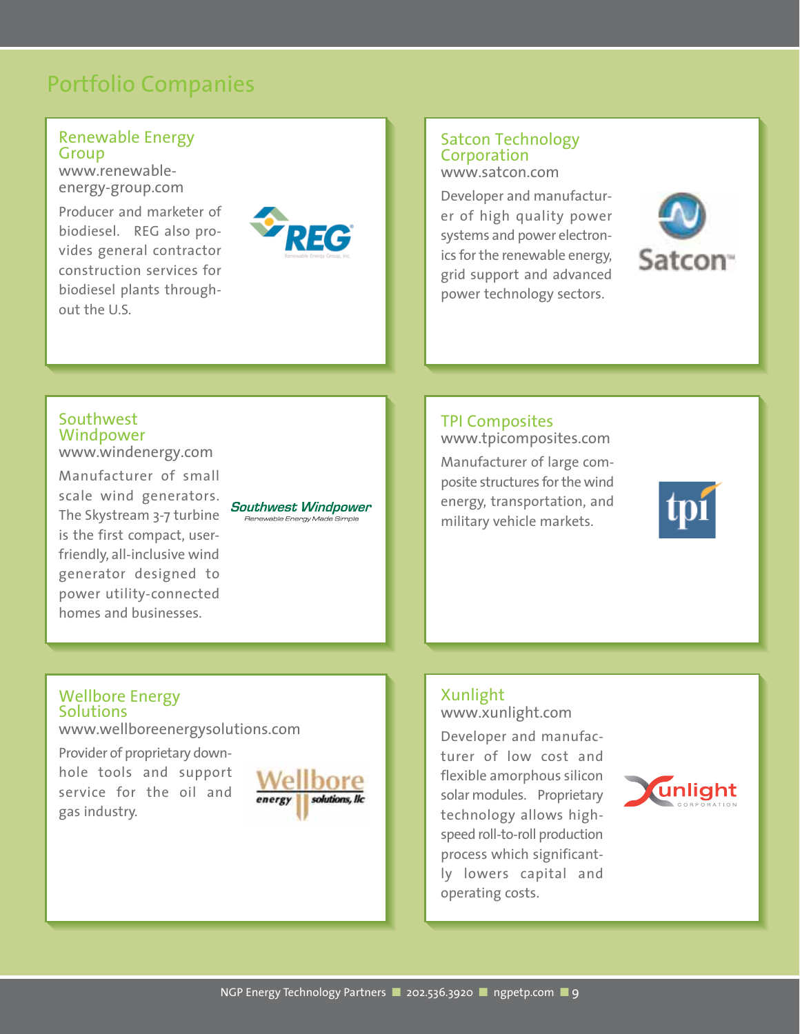# Portfolio Companies

## Renewable Energy Group

www.renewable-energy-group.com

Producer and marketer of biodiesel. REG also provides general contractor construction services for biodiesel plants throughout the U.S.

## Satcon Technology Corporation

www.satcon.com

Developer and manufacturer of high quality power systems and power electronics for the renewable energy, grid support and advanced power technology sectors.

## Southwest Windpower

www.windenergy.com

Manufacturer of small scale wind generators. The Skystream 3-7 turbine is the first compact, user-friendly, all-inclusive wind generator designed to power utility-connected homes and businesses.

## TPI Composites

www.tpicomposites.com

Manufacturer of large composite structures for the wind energy, transportation, and military vehicle markets.

## Wellbore Energy Solutions

www.wellboreenergysolutions.com

Provider of proprietary downhole tools and support service for the oil and gas industry.

## Xunlight

www.xunlight.com

Developer and manufacturer of low cost and flexible amorphous silicon solar modules. Proprietary technology allows high-speed roll-to-roll production process which significantly lowers capital and operating costs.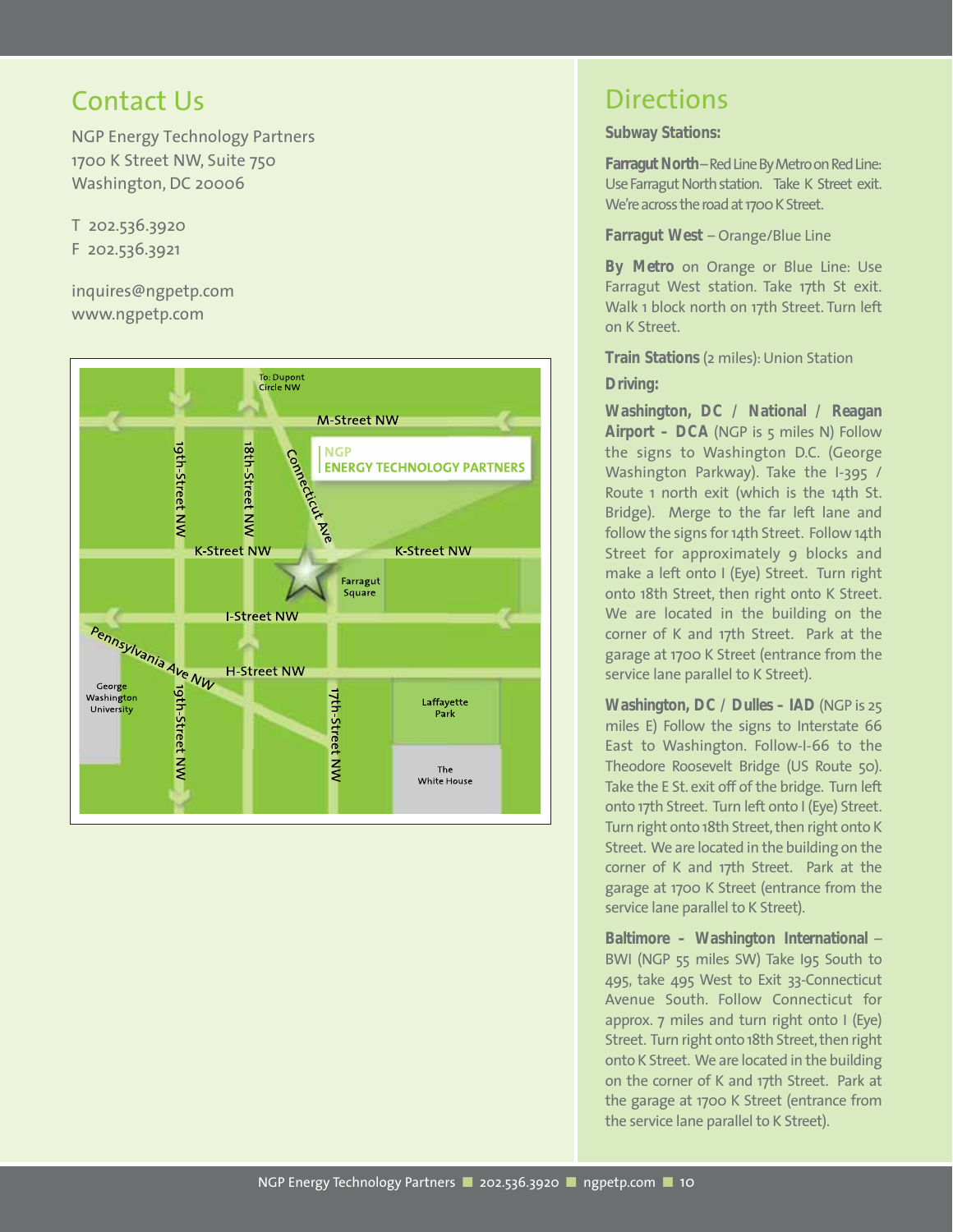## Contact Us

NGP Energy Technology Partners
1700 K Street NW, Suite 750
Washington, DC 20006

T 202.536.3920
F 202.536.3921

inquires@ngpetp.com
www.ngpetp.com

To: Dupont Circle NW
M-Street NW
NGP ENERGY TECHNOLOGY PARTNERS
19th-Street NW
18th-Street NW
Connecticut Ave
K-Street NW
K-Street NW
Farragut Square
I-Street NW
Pennsylvania Ave NW
H-Street NW
George Washington University
19th-Street NW
17th-Street NW
Laffayette Park
The White House

## Directions

**Subway Stations:**

**Farragut North** – Red Line By Metro on Red Line: Use Farragut North station. Take K Street exit. We're across the road at 1700 K Street.

**Farragut West** – Orange/Blue Line

**By Metro** on Orange or Blue Line: Use Farragut West station. Take 17th St exit. Walk 1 block north on 17th Street. Turn left on K Street.

**Train Stations** (2 miles): Union Station

**Driving:**

**Washington, DC / National / Reagan Airport - DCA** (NGP is 5 miles N) Follow the signs to Washington D.C. (George Washington Parkway). Take the I-395 / Route 1 north exit (which is the 14th St. Bridge). Merge to the far left lane and follow the signs for 14th Street. Follow 14th Street for approximately 9 blocks and make a left onto I (Eye) Street. Turn right onto 18th Street, then right onto K Street. We are located in the building on the corner of K and 17th Street. Park at the garage at 1700 K Street (entrance from the service lane parallel to K Street).

**Washington, DC / Dulles - IAD** (NGP is 25 miles E) Follow the signs to Interstate 66 East to Washington. Follow-I-66 to the Theodore Roosevelt Bridge (US Route 50). Take the E St. exit off of the bridge. Turn left onto 17th Street. Turn left onto I (Eye) Street. Turn right onto 18th Street, then right onto K Street. We are located in the building on the corner of K and 17th Street. Park at the garage at 1700 K Street (entrance from the service lane parallel to K Street).

**Baltimore - Washington International** – BWI (NGP 55 miles SW) Take I95 South to 495, take 495 West to Exit 33-Connecticut Avenue South. Follow Connecticut for approx. 7 miles and turn right onto I (Eye) Street. Turn right onto 18th Street, then right onto K Street. We are located in the building on the corner of K and 17th Street. Park at the garage at 1700 K Street (entrance from the service lane parallel to K Street).